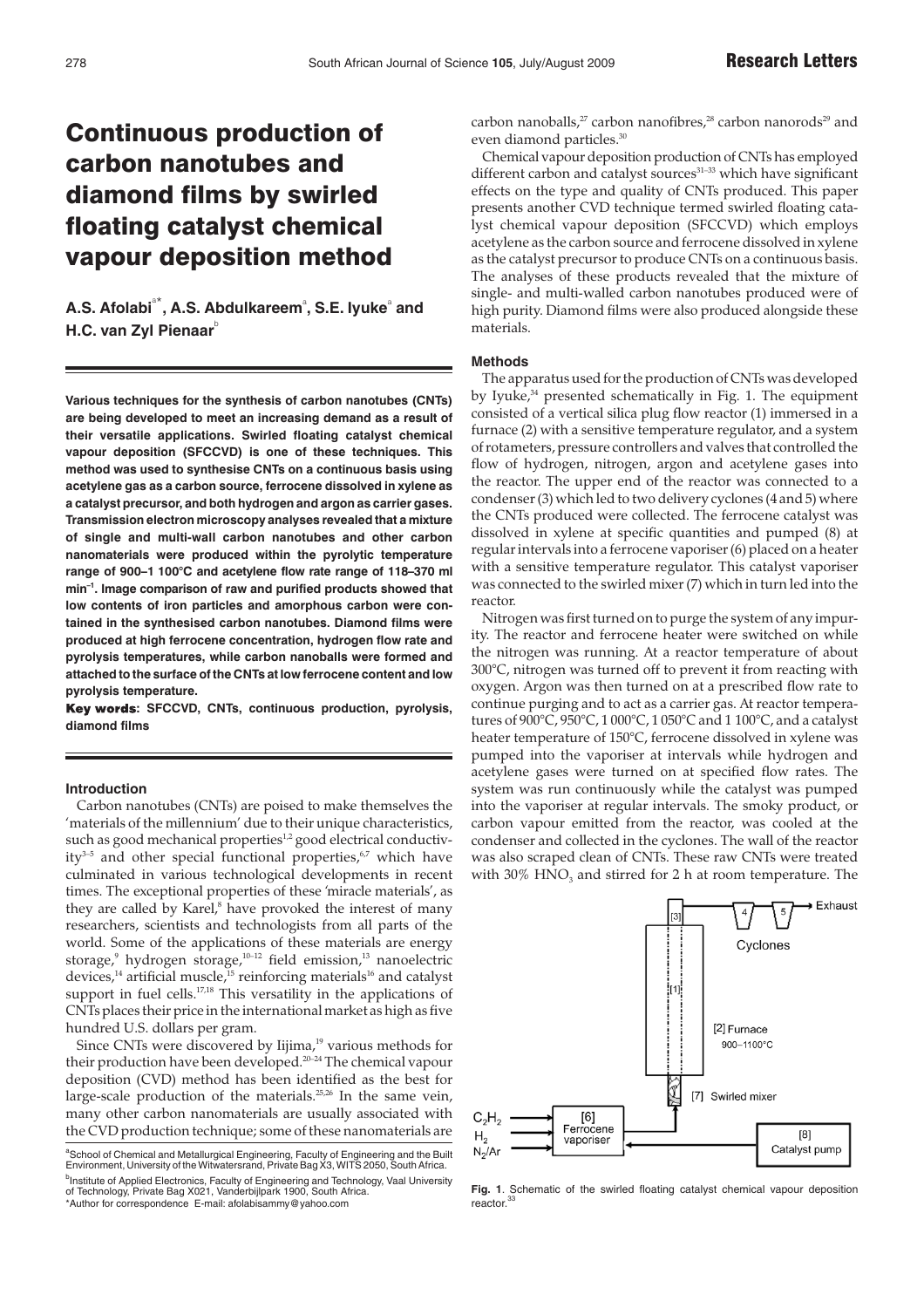# Continuous production of carbon nanotubes and diamond films by swirled floating catalyst chemical vapour deposition method

**A.S. Afolabi[a*], A.S. Abdulkareem[a], S.E. Iyuke[a] and H.C. van Zyl Pienaar[b]**

**Various techniques for the synthesis of carbon nanotubes (CNTs) are being developed to meet an increasing demand as a result of their versatile applications. Swirled floating catalyst chemical vapour deposition (SFCCVD) is one of these techniques. This method was used to synthesise CNTs on a continuous basis using acetylene gas as a carbon source, ferrocene dissolved in xylene as a catalyst precursor, and both hydrogen and argon as carrier gases. Transmission electron microscopy analyses revealed that a mixture of single and multi-wall carbon nanotubes and other carbon nanomaterials were produced within the pyrolytic temperature range of 900–1 100°C and acetylene flow rate range of 118–370 ml min$^{-1}$. Image comparison of raw and purified products showed that low contents of iron particles and amorphous carbon were contained in the synthesised carbon nanotubes. Diamond films were produced at high ferrocene concentration, hydrogen flow rate and pyrolysis temperatures, while carbon nanoballs were formed and attached to the surface of the CNTs at low ferrocene content and low pyrolysis temperature.**

**Key words: SFCCVD, CNTs, continuous production, pyrolysis, diamond films**

## Introduction

Carbon nanotubes (CNTs) are poised to make themselves the 'materials of the millennium' due to their unique characteristics, such as good mechanical properties[1,2] good electrical conductivity[3–5] and other special functional properties,[6,7] which have culminated in various technological developments in recent times. The exceptional properties of these 'miracle materials', as they are called by Karel,[8] have provoked the interest of many researchers, scientists and technologists from all parts of the world. Some of the applications of these materials are energy storage,[9] hydrogen storage,[10–12] field emission,[13] nanoelectric devices,[14] artificial muscle,[15] reinforcing materials[16] and catalyst support in fuel cells.[17,18] This versatility in the applications of CNTs places their price in the international market as high as five hundred U.S. dollars per gram.

Since CNTs were discovered by Iijima,[19] various methods for their production have been developed.[20–24] The chemical vapour deposition (CVD) method has been identified as the best for large-scale production of the materials.[25,26] In the same vein, many other carbon nanomaterials are usually associated with the CVD production technique; some of these nanomaterials are carbon nanoballs,[27] carbon nanofibres,[28] carbon nanorods[29] and even diamond particles.[30]

Chemical vapour deposition production of CNTs has employed different carbon and catalyst sources[31–33] which have significant effects on the type and quality of CNTs produced. This paper presents another CVD technique termed swirled floating catalyst chemical vapour deposition (SFCCVD) which employs acetylene as the carbon source and ferrocene dissolved in xylene as the catalyst precursor to produce CNTs on a continuous basis. The analyses of these products revealed that the mixture of single- and multi-walled carbon nanotubes produced were of high purity. Diamond films were also produced alongside these materials.

## Methods

The apparatus used for the production of CNTs was developed by Iyuke,[34] presented schematically in Fig. 1. The equipment consisted of a vertical silica plug flow reactor (1) immersed in a furnace (2) with a sensitive temperature regulator, and a system of rotameters, pressure controllers and valves that controlled the flow of hydrogen, nitrogen, argon and acetylene gases into the reactor. The upper end of the reactor was connected to a condenser (3) which led to two delivery cyclones (4 and 5) where the CNTs produced were collected. The ferrocene catalyst was dissolved in xylene at specific quantities and pumped (8) at regular intervals into a ferrocene vaporiser (6) placed on a heater with a sensitive temperature regulator. This catalyst vaporiser was connected to the swirled mixer (7) which in turn led into the reactor.

Nitrogen was first turned on to purge the system of any impurity. The reactor and ferrocene heater were switched on while the nitrogen was running. At a reactor temperature of about 300°C, nitrogen was turned off to prevent it from reacting with oxygen. Argon was then turned on at a prescribed flow rate to continue purging and to act as a carrier gas. At reactor temperatures of 900°C, 950°C, 1 000°C, 1 050°C and 1 100°C, and a catalyst heater temperature of 150°C, ferrocene dissolved in xylene was pumped into the vaporiser at intervals while hydrogen and acetylene gases were turned on at specified flow rates. The system was run continuously while the catalyst was pumped into the vaporiser at regular intervals. The smoky product, or carbon vapour emitted from the reactor, was cooled at the condenser and collected in the cyclones. The wall of the reactor was also scraped clean of CNTs. These raw CNTs were treated with 30% $HNO_3$ and stirred for 2 h at room temperature. The

**Fig. 1**. Schematic of the swirled floating catalyst chemical vapour deposition reactor.[33]

[a]School of Chemical and Metallurgical Engineering, Faculty of Engineering and the Built Environment, University of the Witwatersrand, Private Bag X3, WITS 2050, South Africa.
[b]Institute of Applied Electronics, Faculty of Engineering and Technology, Vaal University of Technology, Private Bag X021, Vanderbijlpark 1900, South Africa.
*Author for correspondence E-mail: afolabisammy@yahoo.com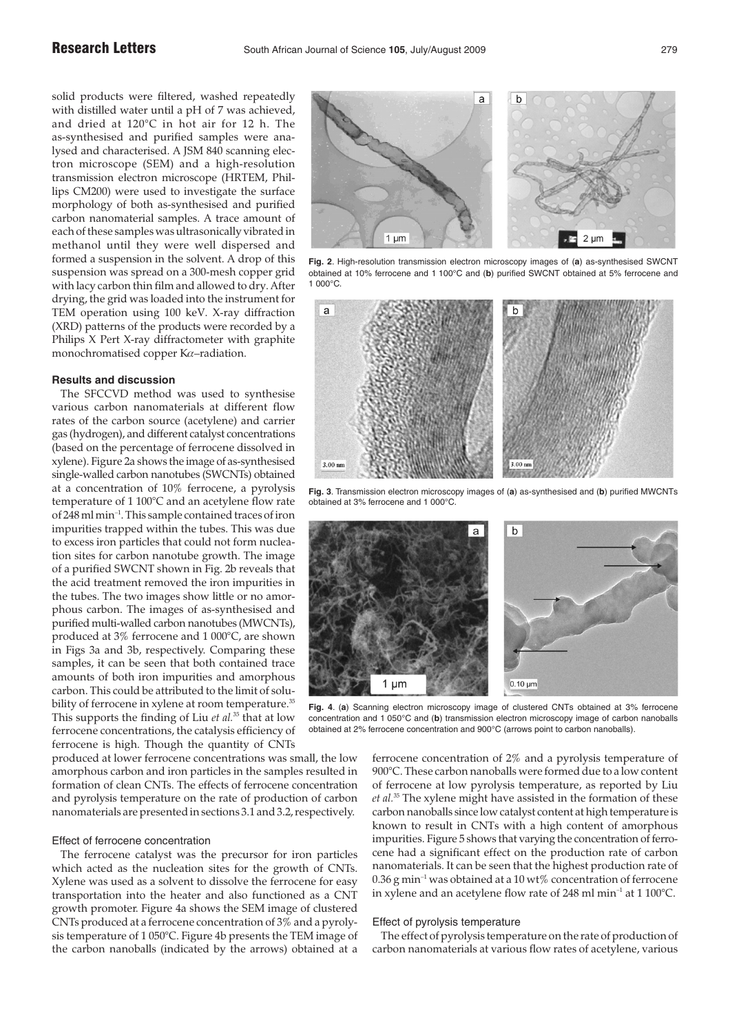solid products were filtered, washed repeatedly with distilled water until a pH of 7 was achieved, and dried at 120°C in hot air for 12 h. The as-synthesised and purified samples were analysed and characterised. A JSM 840 scanning electron microscope (SEM) and a high-resolution transmission electron microscope (HRTEM, Phillips CM200) were used to investigate the surface morphology of both as-synthesised and purified carbon nanomaterial samples. A trace amount of each of these samples was ultrasonically vibrated in methanol until they were well dispersed and formed a suspension in the solvent. A drop of this suspension was spread on a 300-mesh copper grid with lacy carbon thin film and allowed to dry. After drying, the grid was loaded into the instrument for TEM operation using 100 keV. X-ray diffraction (XRD) patterns of the products were recorded by a Philips X Pert X-ray diffractometer with graphite monochromatised copper K$\alpha$–radiation.

### Results and discussion

The SFCCVD method was used to synthesise various carbon nanomaterials at different flow rates of the carbon source (acetylene) and carrier gas (hydrogen), and different catalyst concentrations (based on the percentage of ferrocene dissolved in xylene). Figure 2a shows the image of as-synthesised single-walled carbon nanotubes (SWCNTs) obtained at a concentration of 10% ferrocene, a pyrolysis temperature of 1 100°C and an acetylene flow rate of 248 ml min$^{-1}$. This sample contained traces of iron impurities trapped within the tubes. This was due to excess iron particles that could not form nucleation sites for carbon nanotube growth. The image of a purified SWCNT shown in Fig. 2b reveals that the acid treatment removed the iron impurities in the tubes. The two images show little or no amorphous carbon. The images of as-synthesised and purified multi-walled carbon nanotubes (MWCNTs), produced at 3% ferrocene and 1 000°C, are shown in Figs 3a and 3b, respectively. Comparing these samples, it can be seen that both contained trace amounts of both iron impurities and amorphous carbon. This could be attributed to the limit of solubility of ferrocene in xylene at room temperature.[35] This supports the finding of Liu *et al.*[35] that at low ferrocene concentrations, the catalysis efficiency of ferrocene is high. Though the quantity of CNTs produced at lower ferrocene concentrations was small, the low amorphous carbon and iron particles in the samples resulted in formation of clean CNTs. The effects of ferrocene concentration and pyrolysis temperature on the rate of production of carbon nanomaterials are presented in sections 3.1 and 3.2, respectively.

**Fig. 2**. High-resolution transmission electron microscopy images of (**a**) as-synthesised SWCNT obtained at 10% ferrocene and 1 100°C and (**b**) purified SWCNT obtained at 5% ferrocene and 1 000°C.

**Fig. 3**. Transmission electron microscopy images of (**a**) as-synthesised and (**b**) purified MWCNTs obtained at 3% ferrocene and 1 000°C.

**Fig. 4**. (**a**) Scanning electron microscopy image of clustered CNTs obtained at 3% ferrocene concentration and 1 050°C and (**b**) transmission electron microscopy image of carbon nanoballs obtained at 2% ferrocene concentration and 900°C (arrows point to carbon nanoballs).

#### Effect of ferrocene concentration

The ferrocene catalyst was the precursor for iron particles which acted as the nucleation sites for the growth of CNTs. Xylene was used as a solvent to dissolve the ferrocene for easy transportation into the heater and also functioned as a CNT growth promoter. Figure 4a shows the SEM image of clustered CNTs produced at a ferrocene concentration of 3% and a pyrolysis temperature of 1 050°C. Figure 4b presents the TEM image of the carbon nanoballs (indicated by the arrows) obtained at a ferrocene concentration of 2% and a pyrolysis temperature of 900°C. These carbon nanoballs were formed due to a low content of ferrocene at low pyrolysis temperature, as reported by Liu *et al.*[35] The xylene might have assisted in the formation of these carbon nanoballs since low catalyst content at high temperature is known to result in CNTs with a high content of amorphous impurities. Figure 5 shows that varying the concentration of ferrocene had a significant effect on the production rate of carbon nanomaterials. It can be seen that the highest production rate of 0.36 g min$^{-1}$ was obtained at a 10 wt% concentration of ferrocene in xylene and an acetylene flow rate of 248 ml min$^{-1}$ at 1 100°C.

#### Effect of pyrolysis temperature

The effect of pyrolysis temperature on the rate of production of carbon nanomaterials at various flow rates of acetylene, various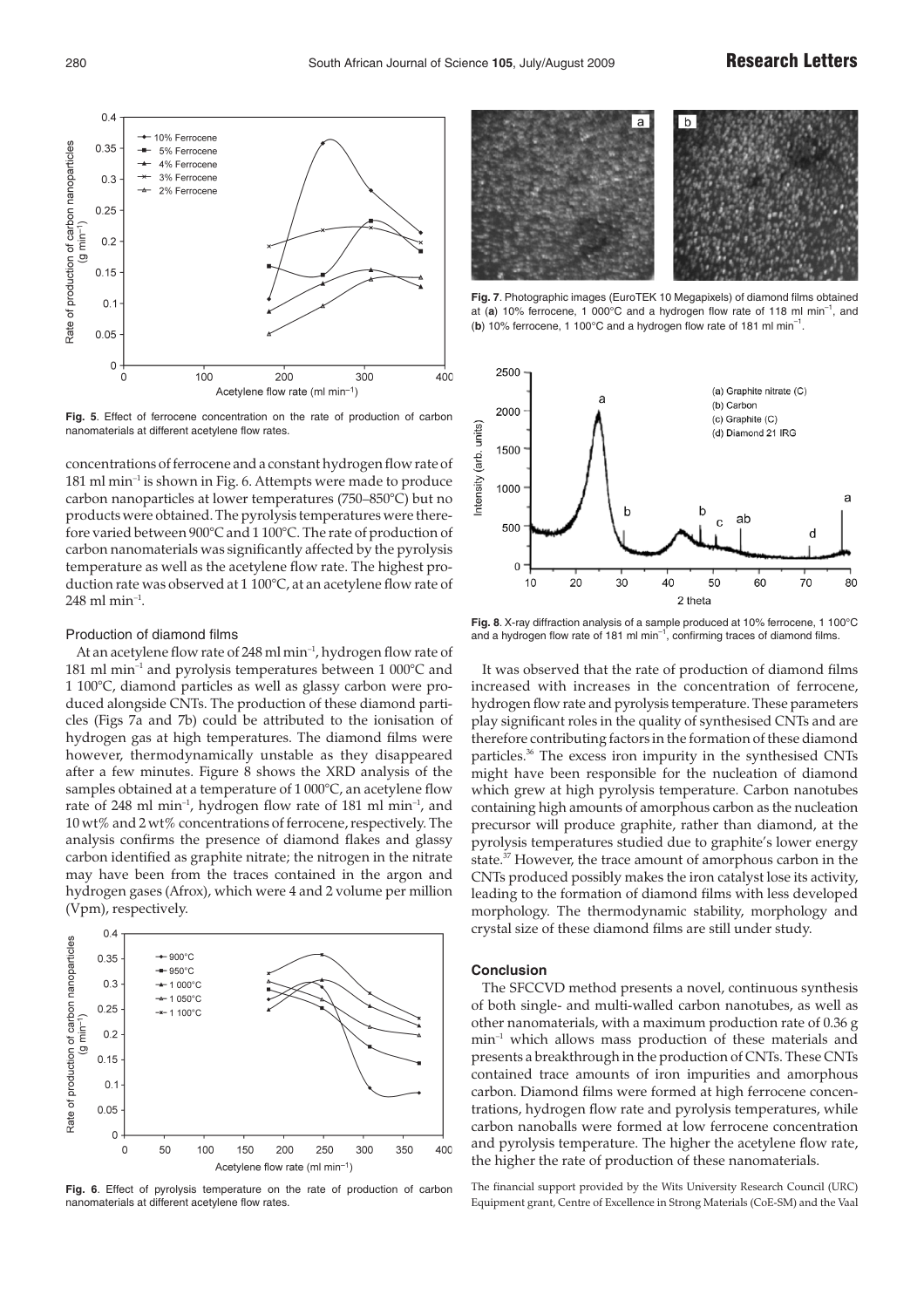**Fig. 5**. Effect of ferrocene concentration on the rate of production of carbon nanomaterials at different acetylene flow rates.

concentrations of ferrocene and a constant hydrogen flow rate of 181 ml min$^{-1}$ is shown in Fig. 6. Attempts were made to produce carbon nanoparticles at lower temperatures (750–850°C) but no products were obtained. The pyrolysis temperatures were therefore varied between 900°C and 1 100°C. The rate of production of carbon nanomaterials was significantly affected by the pyrolysis temperature as well as the acetylene flow rate. The highest production rate was observed at 1 100°C, at an acetylene flow rate of 248 ml min$^{-1}$.

### Production of diamond films

At an acetylene flow rate of 248 ml min$^{-1}$, hydrogen flow rate of 181 ml min$^{-1}$ and pyrolysis temperatures between 1 000°C and 1 100°C, diamond particles as well as glassy carbon were produced alongside CNTs. The production of these diamond particles (Figs 7a and 7b) could be attributed to the ionisation of hydrogen gas at high temperatures. The diamond films were however, thermodynamically unstable as they disappeared after a few minutes. Figure 8 shows the XRD analysis of the samples obtained at a temperature of 1 000°C, an acetylene flow rate of 248 ml min$^{-1}$, hydrogen flow rate of 181 ml min$^{-1}$, and 10 wt% and 2 wt% concentrations of ferrocene, respectively. The analysis confirms the presence of diamond flakes and glassy carbon identified as graphite nitrate; the nitrogen in the nitrate may have been from the traces contained in the argon and hydrogen gases (Afrox), which were 4 and 2 volume per million (Vpm), respectively.

**Fig. 6**. Effect of pyrolysis temperature on the rate of production of carbon nanomaterials at different acetylene flow rates.

**Fig. 7**. Photographic images (EuroTEK 10 Megapixels) of diamond films obtained at (**a**) 10% ferrocene, 1 000°C and a hydrogen flow rate of 118 ml min$^{-1}$, and (**b**) 10% ferrocene, 1 100°C and a hydrogen flow rate of 181 ml min$^{-1}$.

**Fig. 8**. X-ray diffraction analysis of a sample produced at 10% ferrocene, 1 100°C and a hydrogen flow rate of 181 ml min$^{-1}$, confirming traces of diamond films.

It was observed that the rate of production of diamond films increased with increases in the concentration of ferrocene, hydrogen flow rate and pyrolysis temperature. These parameters play significant roles in the quality of synthesised CNTs and are therefore contributing factors in the formation of these diamond particles.[36] The excess iron impurity in the synthesised CNTs might have been responsible for the nucleation of diamond which grew at high pyrolysis temperature. Carbon nanotubes containing high amounts of amorphous carbon as the nucleation precursor will produce graphite, rather than diamond, at the pyrolysis temperatures studied due to graphite's lower energy state.[37] However, the trace amount of amorphous carbon in the CNTs produced possibly makes the iron catalyst lose its activity, leading to the formation of diamond films with less developed morphology. The thermodynamic stability, morphology and crystal size of these diamond films are still under study.

### Conclusion

The SFCCVD method presents a novel, continuous synthesis of both single- and multi-walled carbon nanotubes, as well as other nanomaterials, with a maximum production rate of 0.36 g min$^{-1}$ which allows mass production of these materials and presents a breakthrough in the production of CNTs. These CNTs contained trace amounts of iron impurities and amorphous carbon. Diamond films were formed at high ferrocene concentrations, hydrogen flow rate and pyrolysis temperatures, while carbon nanoballs were formed at low ferrocene concentration and pyrolysis temperature. The higher the acetylene flow rate, the higher the rate of production of these nanomaterials.

The financial support provided by the Wits University Research Council (URC) Equipment grant, Centre of Excellence in Strong Materials (CoE-SM) and the Vaal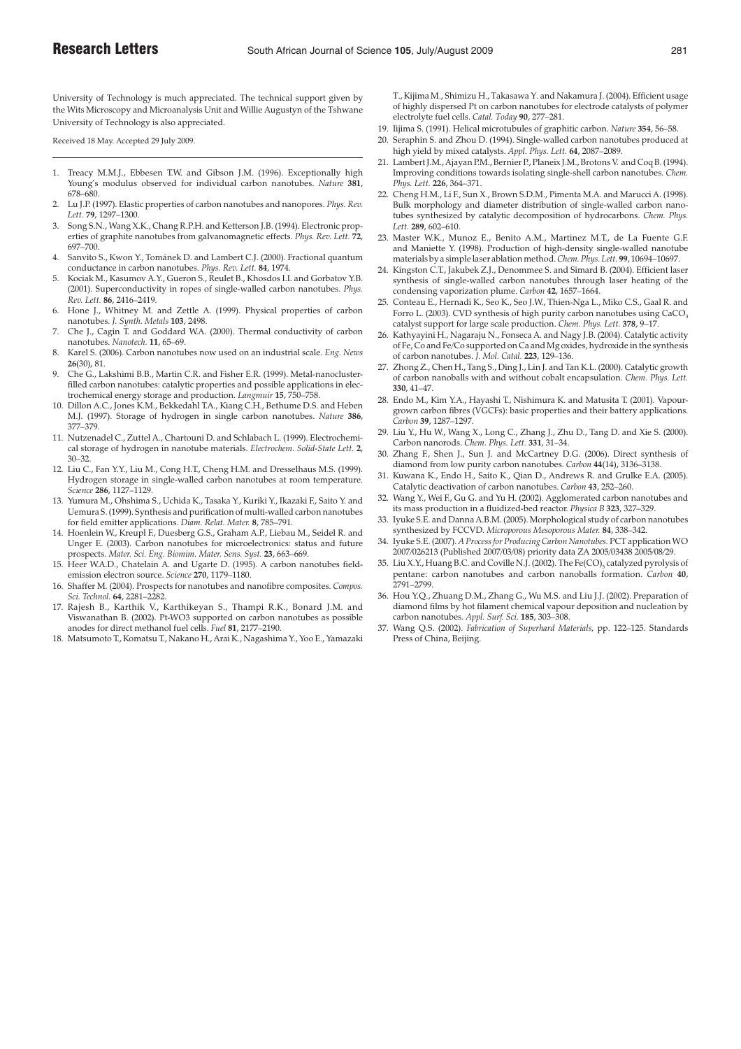University of Technology is much appreciated. The technical support given by the Wits Microscopy and Microanalysis Unit and Willie Augustyn of the Tshwane University of Technology is also appreciated.

Received 18 May. Accepted 29 July 2009.

1. Treacy M.M.J., Ebbesen T.W. and Gibson J.M. (1996). Exceptionally high Young's modulus observed for individual carbon nanotubes. *Nature* **381**, 678–680.
2. Lu J.P. (1997). Elastic properties of carbon nanotubes and nanopores. *Phys. Rev. Lett.* **79**, 1297–1300.
3. Song S.N., Wang X.K., Chang R.P.H. and Ketterson J.B. (1994). Electronic properties of graphite nanotubes from galvanomagnetic effects. *Phys. Rev. Lett.* **72**, 697–700.
4. Sanvito S., Kwon Y., Tománek D. and Lambert C.J. (2000). Fractional quantum conductance in carbon nanotubes. *Phys. Rev. Lett.* **84**, 1974.
5. Kociak M., Kasumov A.Y., Gueron S., Reulet B., Khosdos I.I. and Gorbatov Y.B. (2001). Superconductivity in ropes of single-walled carbon nanotubes. *Phys. Rev. Lett.* **86**, 2416–2419.
6. Hone J., Whitney M. and Zettle A. (1999). Physical properties of carbon nanotubes. *J. Synth. Metals* **103**, 2498.
7. Che J., Cagin T. and Goddard W.A. (2000). Thermal conductivity of carbon nanotubes. *Nanotech.* **11**, 65–69.
8. Karel S. (2006). Carbon nanotubes now used on an industrial scale. *Eng. News* **26**(30), 81.
9. Che G., Lakshimi B.B., Martin C.R. and Fisher E.R. (1999). Metal-nanocluster-filled carbon nanotubes: catalytic properties and possible applications in electrochemical energy storage and production. *Langmuir* **15**, 750–758.
10. Dillon A.C., Jones K.M., Bekkedahl T.A., Kiang C.H., Bethume D.S. and Heben M.J. (1997). Storage of hydrogen in single carbon nanotubes. *Nature* **386**, 377–379.
11. Nutzenadel C., Zuttel A., Chartouni D. and Schlabach L. (1999). Electrochemical storage of hydrogen in nanotube materials. *Electrochem. Solid-State Lett.* **2**, 30–32.
12. Liu C., Fan Y.Y., Liu M., Cong H.T., Cheng H.M. and Dresselhaus M.S. (1999). Hydrogen storage in single-walled carbon nanotubes at room temperature. *Science* **286**, 1127–1129.
13. Yumura M., Ohshima S., Uchida K., Tasaka Y., Kuriki Y., Ikazaki F., Saito Y. and Uemura S. (1999). Synthesis and purification of multi-walled carbon nanotubes for field emitter applications. *Diam. Relat. Mater.* **8**, 785–791.
14. Hoenlein W., Kreupl F., Duesberg G.S., Graham A.P., Liebau M., Seidel R. and Unger E. (2003). Carbon nanotubes for microelectronics: status and future prospects. *Mater. Sci. Eng. Biomim. Mater. Sens. Syst.* **23**, 663–669.
15. Heer W.A.D., Chatelain A. and Ugarte D. (1995). A carbon nanotubes field-emission electron source. *Science* **270**, 1179–1180.
16. Shaffer M. (2004). Prospects for nanotubes and nanofibre composites. *Compos. Sci. Technol.* **64**, 2281–2282.
17. Rajesh B., Karthik V., Karthikeyan S., Thampi R.K., Bonard J.M. and Viswanathan B. (2002). Pt-WO3 supported on carbon nanotubes as possible anodes for direct methanol fuel cells. *Fuel* **81**, 2177–2190.
18. Matsumoto T., Komatsu T., Nakano H., Arai K., Nagashima Y., Yoo E., Yamazaki T., Kijima M., Shimizu H., Takasawa Y. and Nakamura J. (2004). Efficient usage of highly dispersed Pt on carbon nanotubes for electrode catalysts of polymer electrolyte fuel cells. *Catal. Today* **90**, 277–281.
19. Iijima S. (1991). Helical microtubules of graphitic carbon. *Nature* **354**, 56–58.
20. Seraphin S. and Zhou D. (1994). Single-walled carbon nanotubes produced at high yield by mixed catalysts. *Appl. Phys. Lett.* **64**, 2087–2089.
21. Lambert J.M., Ajayan P.M., Bernier P., Planeix J.M., Brotons V. and Coq B. (1994). Improving conditions towards isolating single-shell carbon nanotubes. *Chem. Phys. Lett.* **226**, 364–371.
22. Cheng H.M., Li F., Sun X., Brown S.D.M., Pimenta M.A. and Marucci A. (1998). Bulk morphology and diameter distribution of single-walled carbon nanotubes synthesized by catalytic decomposition of hydrocarbons. *Chem. Phys. Lett.* **289**, 602–610.
23. Master W.K., Munoz E., Benito A.M., Martinez M.T., de La Fuente G.F. and Maniette Y. (1998). Production of high-density single-walled nanotube materials by a simple laser ablation method. *Chem. Phys. Lett.* **99**, 10694–10697.
24. Kingston C.T., Jakubek Z.J., Denommee S. and Simard B. (2004). Efficient laser synthesis of single-walled carbon nanotubes through laser heating of the condensing vaporization plume. *Carbon* **42**, 1657–1664.
25. Conteau E., Hernadi K., Seo K., Seo J.W., Thien-Nga L., Miko C.S., Gaal R. and Forro L. (2003). CVD synthesis of high purity carbon nanotubes using $CaCO_3$ catalyst support for large scale production. *Chem. Phys. Lett.* **378**, 9–17.
26. Kathyayini H., Nagaraju N., Fonseca A. and Nagy J.B. (2004). Catalytic activity of Fe, Co and Fe/Co supported on Ca and Mg oxides, hydroxide in the synthesis of carbon nanotubes. *J. Mol. Catal.* **223**, 129–136.
27. Zhong Z., Chen H., Tang S., Ding J., Lin J. and Tan K.L. (2000). Catalytic growth of carbon nanoballs with and without cobalt encapsulation. *Chem. Phys. Lett.* **330**, 41–47.
28. Endo M., Kim Y.A., Hayashi T., Nishimura K. and Matusita T. (2001). Vapour-grown carbon fibres (VGCFs): basic properties and their battery applications. *Carbon* **39**, 1287–1297.
29. Liu Y., Hu W., Wang X., Long C., Zhang J., Zhu D., Tang D. and Xie S. (2000). Carbon nanorods. *Chem. Phys. Lett.* **331**, 31–34.
30. Zhang F., Shen J., Sun J. and McCartney D.G. (2006). Direct synthesis of diamond from low purity carbon nanotubes. *Carbon* **44**(14), 3136–3138.
31. Kuwana K., Endo H., Saito K., Qian D., Andrews R. and Grulke E.A. (2005). Catalytic deactivation of carbon nanotubes. *Carbon* **43**, 252–260.
32. Wang Y., Wei F., Gu G. and Yu H. (2002). Agglomerated carbon nanotubes and its mass production in a fluidized-bed reactor. *Physica B* **323**, 327–329.
33. Iyuke S.E. and Danna A.B.M. (2005). Morphological study of carbon nanotubes synthesized by FCCVD. *Microporous Mesoporous Mater.* **84**, 338–342.
34. Iyuke S.E. (2007). *A Process for Producing Carbon Nanotubes.* PCT application WO 2007/026213 (Published 2007/03/08) priority data ZA 2005/03438 2005/08/29.
35. Liu X.Y., Huang B.C. and Coville N.J. (2002). The $Fe(CO)_5$ catalyzed pyrolysis of pentane: carbon nanotubes and carbon nanoballs formation. *Carbon* **40**, 2791–2799.
36. Hou Y.Q., Zhuang D.M., Zhang G., Wu M.S. and Liu J.J. (2002). Preparation of diamond films by hot filament chemical vapour deposition and nucleation by carbon nanotubes. *Appl. Surf. Sci.* **185**, 303–308.
37. Wang Q.S. (2002). *Fabrication of Superhard Materials,* pp. 122–125. Standards Press of China, Beijing.